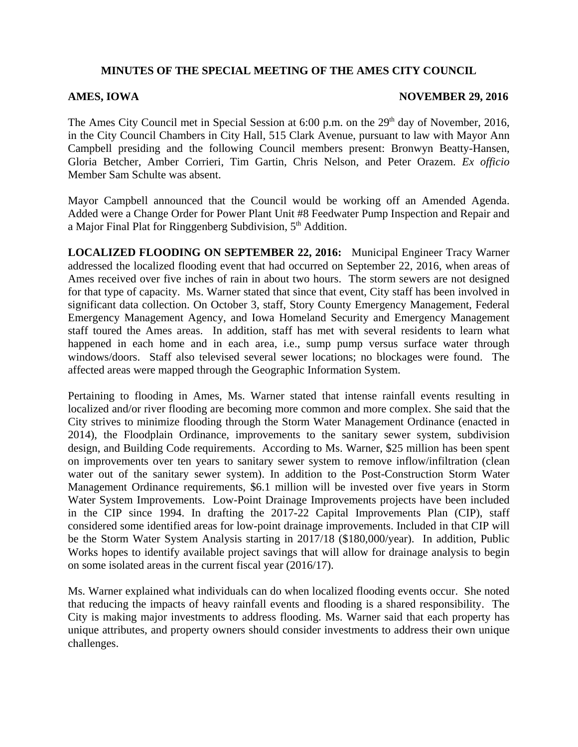# MINUTES OF THE SPECIAL MEETING OF THE AMES CITY COUNCIL

**AMES, IOWA** **NOVEMBER 29, 2016**

The Ames City Council met in Special Session at 6:00 p.m. on the 29th day of November, 2016, in the City Council Chambers in City Hall, 515 Clark Avenue, pursuant to law with Mayor Ann Campbell presiding and the following Council members present: Bronwyn Beatty-Hansen, Gloria Betcher, Amber Corrieri, Tim Gartin, Chris Nelson, and Peter Orazem. *Ex officio* Member Sam Schulte was absent.

Mayor Campbell announced that the Council would be working off an Amended Agenda. Added were a Change Order for Power Plant Unit #8 Feedwater Pump Inspection and Repair and a Major Final Plat for Ringgenberg Subdivision, 5th Addition.

**LOCALIZED FLOODING ON SEPTEMBER 22, 2016:** Municipal Engineer Tracy Warner addressed the localized flooding event that had occurred on September 22, 2016, when areas of Ames received over five inches of rain in about two hours. The storm sewers are not designed for that type of capacity. Ms. Warner stated that since that event, City staff has been involved in significant data collection. On October 3, staff, Story County Emergency Management, Federal Emergency Management Agency, and Iowa Homeland Security and Emergency Management staff toured the Ames areas. In addition, staff has met with several residents to learn what happened in each home and in each area, i.e., sump pump versus surface water through windows/doors. Staff also televised several sewer locations; no blockages were found. The affected areas were mapped through the Geographic Information System.

Pertaining to flooding in Ames, Ms. Warner stated that intense rainfall events resulting in localized and/or river flooding are becoming more common and more complex. She said that the City strives to minimize flooding through the Storm Water Management Ordinance (enacted in 2014), the Floodplain Ordinance, improvements to the sanitary sewer system, subdivision design, and Building Code requirements. According to Ms. Warner, $25 million has been spent on improvements over ten years to sanitary sewer system to remove inflow/infiltration (clean water out of the sanitary sewer system). In addition to the Post-Construction Storm Water Management Ordinance requirements, $6.1 million will be invested over five years in Storm Water System Improvements. Low-Point Drainage Improvements projects have been included in the CIP since 1994. In drafting the 2017-22 Capital Improvements Plan (CIP), staff considered some identified areas for low-point drainage improvements. Included in that CIP will be the Storm Water System Analysis starting in 2017/18 ($180,000/year). In addition, Public Works hopes to identify available project savings that will allow for drainage analysis to begin on some isolated areas in the current fiscal year (2016/17).

Ms. Warner explained what individuals can do when localized flooding events occur. She noted that reducing the impacts of heavy rainfall events and flooding is a shared responsibility. The City is making major investments to address flooding. Ms. Warner said that each property has unique attributes, and property owners should consider investments to address their own unique challenges.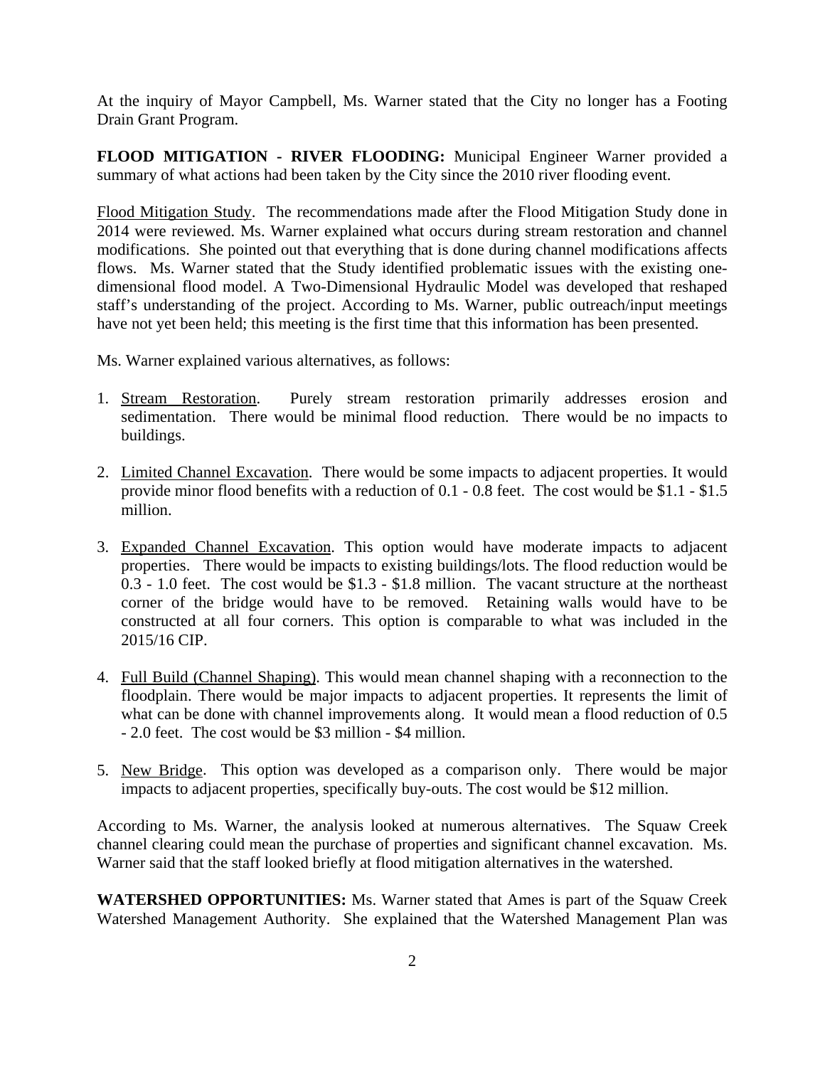At the inquiry of Mayor Campbell, Ms. Warner stated that the City no longer has a Footing Drain Grant Program.

**FLOOD MITIGATION - RIVER FLOODING:** Municipal Engineer Warner provided a summary of what actions had been taken by the City since the 2010 river flooding event.

Flood Mitigation Study. The recommendations made after the Flood Mitigation Study done in 2014 were reviewed. Ms. Warner explained what occurs during stream restoration and channel modifications. She pointed out that everything that is done during channel modifications affects flows. Ms. Warner stated that the Study identified problematic issues with the existing one-dimensional flood model. A Two-Dimensional Hydraulic Model was developed that reshaped staff's understanding of the project. According to Ms. Warner, public outreach/input meetings have not yet been held; this meeting is the first time that this information has been presented.

Ms. Warner explained various alternatives, as follows:

1. Stream Restoration. Purely stream restoration primarily addresses erosion and sedimentation. There would be minimal flood reduction. There would be no impacts to buildings.

2. Limited Channel Excavation. There would be some impacts to adjacent properties. It would provide minor flood benefits with a reduction of 0.1 - 0.8 feet. The cost would be $1.1 - $1.5 million.

3. Expanded Channel Excavation. This option would have moderate impacts to adjacent properties. There would be impacts to existing buildings/lots. The flood reduction would be 0.3 - 1.0 feet. The cost would be $1.3 - $1.8 million. The vacant structure at the northeast corner of the bridge would have to be removed. Retaining walls would have to be constructed at all four corners. This option is comparable to what was included in the 2015/16 CIP.

4. Full Build (Channel Shaping). This would mean channel shaping with a reconnection to the floodplain. There would be major impacts to adjacent properties. It represents the limit of what can be done with channel improvements along. It would mean a flood reduction of 0.5 - 2.0 feet. The cost would be $3 million - $4 million.

5. New Bridge. This option was developed as a comparison only. There would be major impacts to adjacent properties, specifically buy-outs. The cost would be $12 million.

According to Ms. Warner, the analysis looked at numerous alternatives. The Squaw Creek channel clearing could mean the purchase of properties and significant channel excavation. Ms. Warner said that the staff looked briefly at flood mitigation alternatives in the watershed.

**WATERSHED OPPORTUNITIES:** Ms. Warner stated that Ames is part of the Squaw Creek Watershed Management Authority. She explained that the Watershed Management Plan was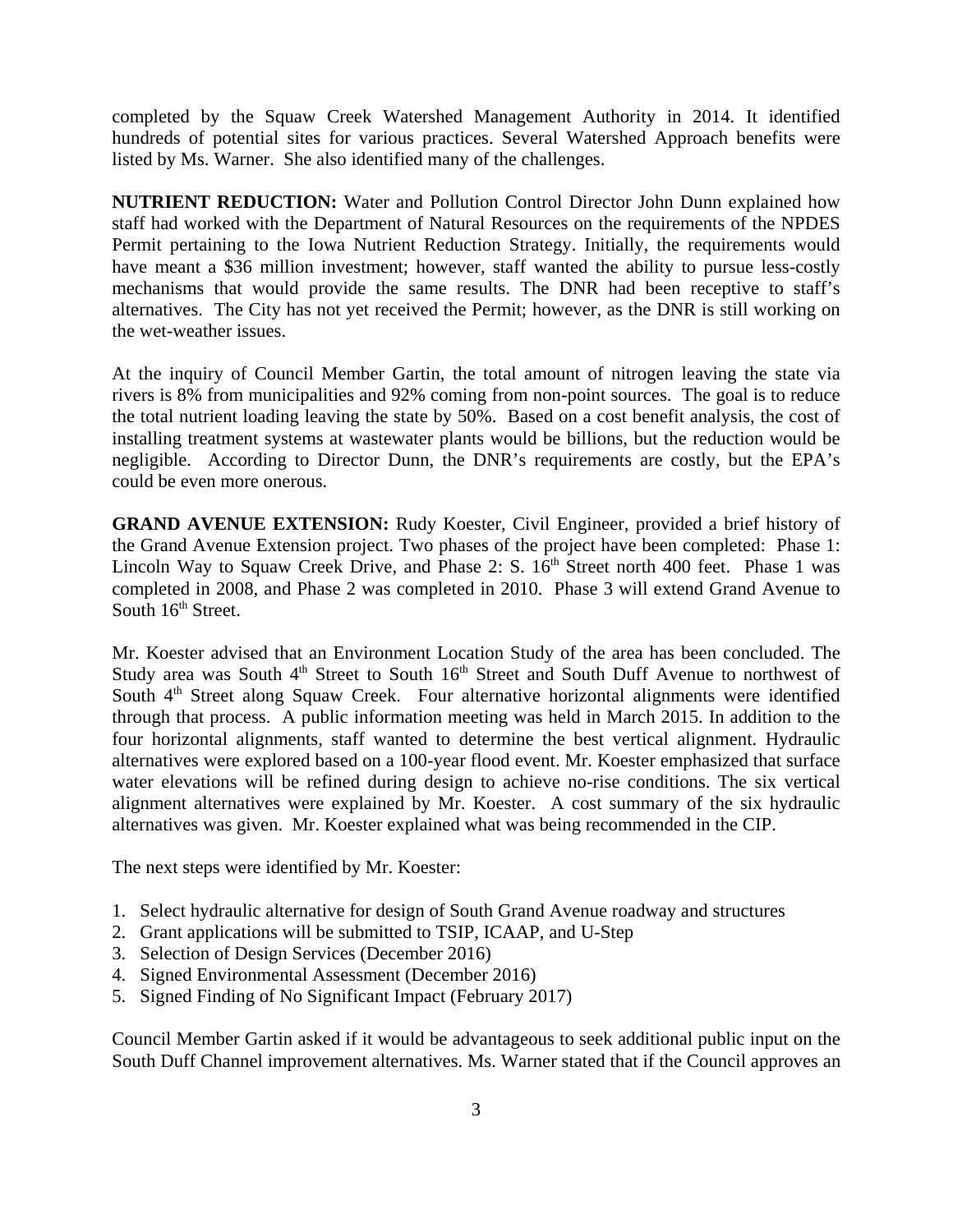completed by the Squaw Creek Watershed Management Authority in 2014. It identified hundreds of potential sites for various practices. Several Watershed Approach benefits were listed by Ms. Warner. She also identified many of the challenges.

**NUTRIENT REDUCTION:** Water and Pollution Control Director John Dunn explained how staff had worked with the Department of Natural Resources on the requirements of the NPDES Permit pertaining to the Iowa Nutrient Reduction Strategy. Initially, the requirements would have meant a $36 million investment; however, staff wanted the ability to pursue less-costly mechanisms that would provide the same results. The DNR had been receptive to staff's alternatives. The City has not yet received the Permit; however, as the DNR is still working on the wet-weather issues.

At the inquiry of Council Member Gartin, the total amount of nitrogen leaving the state via rivers is 8% from municipalities and 92% coming from non-point sources. The goal is to reduce the total nutrient loading leaving the state by 50%. Based on a cost benefit analysis, the cost of installing treatment systems at wastewater plants would be billions, but the reduction would be negligible. According to Director Dunn, the DNR's requirements are costly, but the EPA's could be even more onerous.

**GRAND AVENUE EXTENSION:** Rudy Koester, Civil Engineer, provided a brief history of the Grand Avenue Extension project. Two phases of the project have been completed: Phase 1: Lincoln Way to Squaw Creek Drive, and Phase 2: S. 16th Street north 400 feet. Phase 1 was completed in 2008, and Phase 2 was completed in 2010. Phase 3 will extend Grand Avenue to South 16th Street.

Mr. Koester advised that an Environment Location Study of the area has been concluded. The Study area was South 4th Street to South 16th Street and South Duff Avenue to northwest of South 4th Street along Squaw Creek. Four alternative horizontal alignments were identified through that process. A public information meeting was held in March 2015. In addition to the four horizontal alignments, staff wanted to determine the best vertical alignment. Hydraulic alternatives were explored based on a 100-year flood event. Mr. Koester emphasized that surface water elevations will be refined during design to achieve no-rise conditions. The six vertical alignment alternatives were explained by Mr. Koester. A cost summary of the six hydraulic alternatives was given. Mr. Koester explained what was being recommended in the CIP.

The next steps were identified by Mr. Koester:

1. Select hydraulic alternative for design of South Grand Avenue roadway and structures
2. Grant applications will be submitted to TSIP, ICAAP, and U-Step
3. Selection of Design Services (December 2016)
4. Signed Environmental Assessment (December 2016)
5. Signed Finding of No Significant Impact (February 2017)

Council Member Gartin asked if it would be advantageous to seek additional public input on the South Duff Channel improvement alternatives. Ms. Warner stated that if the Council approves an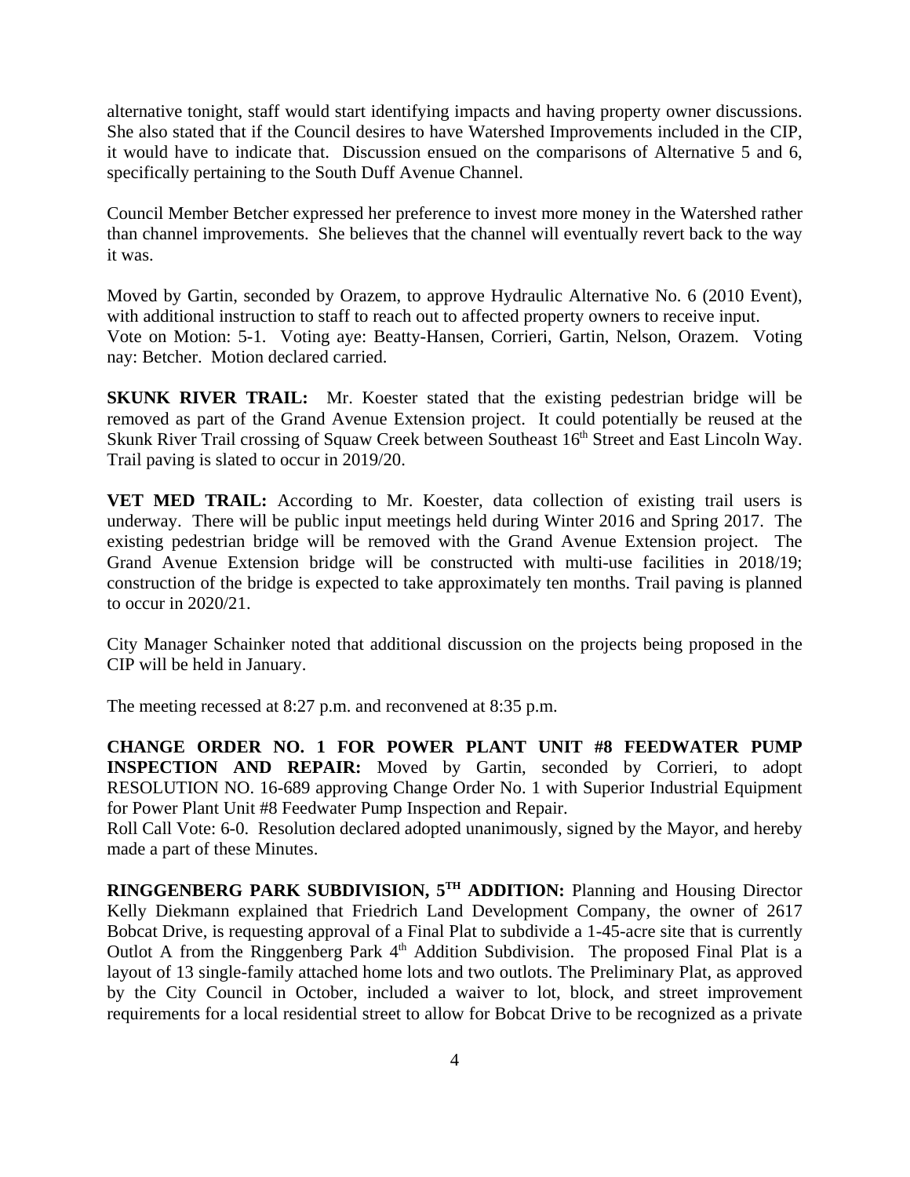alternative tonight, staff would start identifying impacts and having property owner discussions. She also stated that if the Council desires to have Watershed Improvements included in the CIP, it would have to indicate that. Discussion ensued on the comparisons of Alternative 5 and 6, specifically pertaining to the South Duff Avenue Channel.

Council Member Betcher expressed her preference to invest more money in the Watershed rather than channel improvements. She believes that the channel will eventually revert back to the way it was.

Moved by Gartin, seconded by Orazem, to approve Hydraulic Alternative No. 6 (2010 Event), with additional instruction to staff to reach out to affected property owners to receive input.
Vote on Motion: 5-1. Voting aye: Beatty-Hansen, Corrieri, Gartin, Nelson, Orazem. Voting nay: Betcher. Motion declared carried.

**SKUNK RIVER TRAIL:** Mr. Koester stated that the existing pedestrian bridge will be removed as part of the Grand Avenue Extension project. It could potentially be reused at the Skunk River Trail crossing of Squaw Creek between Southeast 16th Street and East Lincoln Way. Trail paving is slated to occur in 2019/20.

**VET MED TRAIL:** According to Mr. Koester, data collection of existing trail users is underway. There will be public input meetings held during Winter 2016 and Spring 2017. The existing pedestrian bridge will be removed with the Grand Avenue Extension project. The Grand Avenue Extension bridge will be constructed with multi-use facilities in 2018/19; construction of the bridge is expected to take approximately ten months. Trail paving is planned to occur in 2020/21.

City Manager Schainker noted that additional discussion on the projects being proposed in the CIP will be held in January.

The meeting recessed at 8:27 p.m. and reconvened at 8:35 p.m.

**CHANGE ORDER NO. 1 FOR POWER PLANT UNIT #8 FEEDWATER PUMP INSPECTION AND REPAIR:** Moved by Gartin, seconded by Corrieri, to adopt RESOLUTION NO. 16-689 approving Change Order No. 1 with Superior Industrial Equipment for Power Plant Unit #8 Feedwater Pump Inspection and Repair.
Roll Call Vote: 6-0. Resolution declared adopted unanimously, signed by the Mayor, and hereby made a part of these Minutes.

**RINGGENBERG PARK SUBDIVISION, 5TH ADDITION:** Planning and Housing Director Kelly Diekmann explained that Friedrich Land Development Company, the owner of 2617 Bobcat Drive, is requesting approval of a Final Plat to subdivide a 1-45-acre site that is currently Outlot A from the Ringgenberg Park 4th Addition Subdivision. The proposed Final Plat is a layout of 13 single-family attached home lots and two outlots. The Preliminary Plat, as approved by the City Council in October, included a waiver to lot, block, and street improvement requirements for a local residential street to allow for Bobcat Drive to be recognized as a private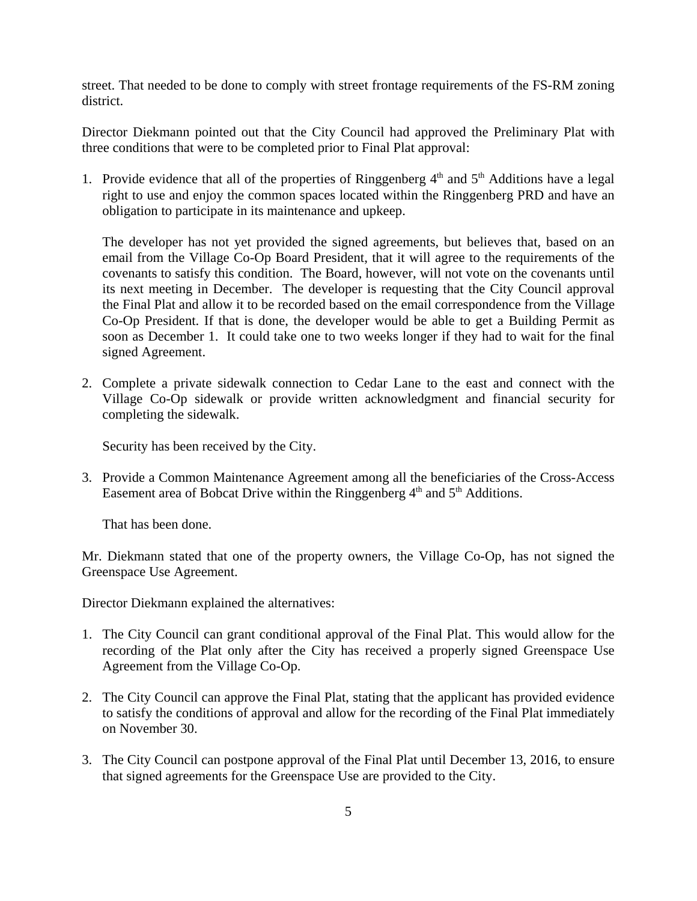street. That needed to be done to comply with street frontage requirements of the FS-RM zoning district.

Director Diekmann pointed out that the City Council had approved the Preliminary Plat with three conditions that were to be completed prior to Final Plat approval:

1. Provide evidence that all of the properties of Ringgenberg 4th and 5th Additions have a legal right to use and enjoy the common spaces located within the Ringgenberg PRD and have an obligation to participate in its maintenance and upkeep.

   The developer has not yet provided the signed agreements, but believes that, based on an email from the Village Co-Op Board President, that it will agree to the requirements of the covenants to satisfy this condition. The Board, however, will not vote on the covenants until its next meeting in December. The developer is requesting that the City Council approval the Final Plat and allow it to be recorded based on the email correspondence from the Village Co-Op President. If that is done, the developer would be able to get a Building Permit as soon as December 1. It could take one to two weeks longer if they had to wait for the final signed Agreement.

2. Complete a private sidewalk connection to Cedar Lane to the east and connect with the Village Co-Op sidewalk or provide written acknowledgment and financial security for completing the sidewalk.

   Security has been received by the City.

3. Provide a Common Maintenance Agreement among all the beneficiaries of the Cross-Access Easement area of Bobcat Drive within the Ringgenberg 4th and 5th Additions.

   That has been done.

Mr. Diekmann stated that one of the property owners, the Village Co-Op, has not signed the Greenspace Use Agreement.

Director Diekmann explained the alternatives:

1. The City Council can grant conditional approval of the Final Plat. This would allow for the recording of the Plat only after the City has received a properly signed Greenspace Use Agreement from the Village Co-Op.

2. The City Council can approve the Final Plat, stating that the applicant has provided evidence to satisfy the conditions of approval and allow for the recording of the Final Plat immediately on November 30.

3. The City Council can postpone approval of the Final Plat until December 13, 2016, to ensure that signed agreements for the Greenspace Use are provided to the City.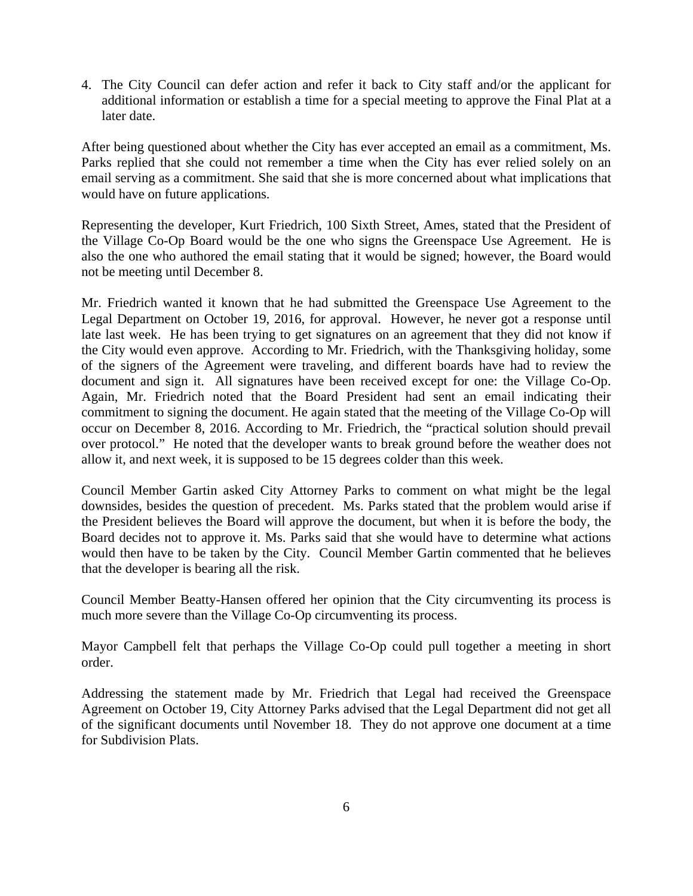4. The City Council can defer action and refer it back to City staff and/or the applicant for additional information or establish a time for a special meeting to approve the Final Plat at a later date.

After being questioned about whether the City has ever accepted an email as a commitment, Ms. Parks replied that she could not remember a time when the City has ever relied solely on an email serving as a commitment. She said that she is more concerned about what implications that would have on future applications.

Representing the developer, Kurt Friedrich, 100 Sixth Street, Ames, stated that the President of the Village Co-Op Board would be the one who signs the Greenspace Use Agreement. He is also the one who authored the email stating that it would be signed; however, the Board would not be meeting until December 8.

Mr. Friedrich wanted it known that he had submitted the Greenspace Use Agreement to the Legal Department on October 19, 2016, for approval. However, he never got a response until late last week. He has been trying to get signatures on an agreement that they did not know if the City would even approve. According to Mr. Friedrich, with the Thanksgiving holiday, some of the signers of the Agreement were traveling, and different boards have had to review the document and sign it. All signatures have been received except for one: the Village Co-Op. Again, Mr. Friedrich noted that the Board President had sent an email indicating their commitment to signing the document. He again stated that the meeting of the Village Co-Op will occur on December 8, 2016. According to Mr. Friedrich, the "practical solution should prevail over protocol." He noted that the developer wants to break ground before the weather does not allow it, and next week, it is supposed to be 15 degrees colder than this week.

Council Member Gartin asked City Attorney Parks to comment on what might be the legal downsides, besides the question of precedent. Ms. Parks stated that the problem would arise if the President believes the Board will approve the document, but when it is before the body, the Board decides not to approve it. Ms. Parks said that she would have to determine what actions would then have to be taken by the City. Council Member Gartin commented that he believes that the developer is bearing all the risk.

Council Member Beatty-Hansen offered her opinion that the City circumventing its process is much more severe than the Village Co-Op circumventing its process.

Mayor Campbell felt that perhaps the Village Co-Op could pull together a meeting in short order.

Addressing the statement made by Mr. Friedrich that Legal had received the Greenspace Agreement on October 19, City Attorney Parks advised that the Legal Department did not get all of the significant documents until November 18. They do not approve one document at a time for Subdivision Plats.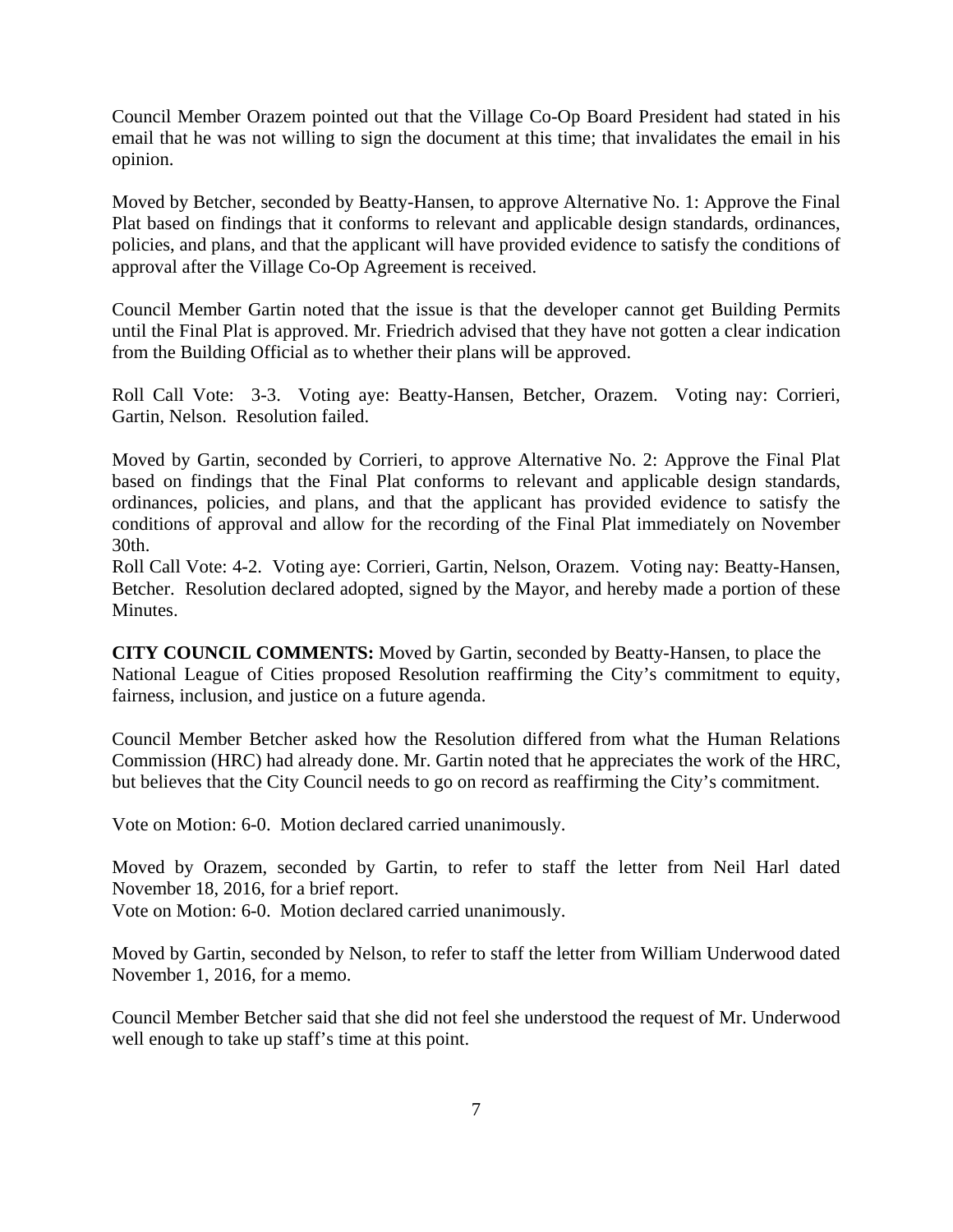Council Member Orazem pointed out that the Village Co-Op Board President had stated in his email that he was not willing to sign the document at this time; that invalidates the email in his opinion.

Moved by Betcher, seconded by Beatty-Hansen, to approve Alternative No. 1: Approve the Final Plat based on findings that it conforms to relevant and applicable design standards, ordinances, policies, and plans, and that the applicant will have provided evidence to satisfy the conditions of approval after the Village Co-Op Agreement is received.

Council Member Gartin noted that the issue is that the developer cannot get Building Permits until the Final Plat is approved. Mr. Friedrich advised that they have not gotten a clear indication from the Building Official as to whether their plans will be approved.

Roll Call Vote: 3-3. Voting aye: Beatty-Hansen, Betcher, Orazem. Voting nay: Corrieri, Gartin, Nelson. Resolution failed.

Moved by Gartin, seconded by Corrieri, to approve Alternative No. 2: Approve the Final Plat based on findings that the Final Plat conforms to relevant and applicable design standards, ordinances, policies, and plans, and that the applicant has provided evidence to satisfy the conditions of approval and allow for the recording of the Final Plat immediately on November 30th.
Roll Call Vote: 4-2. Voting aye: Corrieri, Gartin, Nelson, Orazem. Voting nay: Beatty-Hansen, Betcher. Resolution declared adopted, signed by the Mayor, and hereby made a portion of these Minutes.

**CITY COUNCIL COMMENTS:** Moved by Gartin, seconded by Beatty-Hansen, to place the National League of Cities proposed Resolution reaffirming the City's commitment to equity, fairness, inclusion, and justice on a future agenda.

Council Member Betcher asked how the Resolution differed from what the Human Relations Commission (HRC) had already done. Mr. Gartin noted that he appreciates the work of the HRC, but believes that the City Council needs to go on record as reaffirming the City's commitment.

Vote on Motion: 6-0. Motion declared carried unanimously.

Moved by Orazem, seconded by Gartin, to refer to staff the letter from Neil Harl dated November 18, 2016, for a brief report.
Vote on Motion: 6-0. Motion declared carried unanimously.

Moved by Gartin, seconded by Nelson, to refer to staff the letter from William Underwood dated November 1, 2016, for a memo.

Council Member Betcher said that she did not feel she understood the request of Mr. Underwood well enough to take up staff's time at this point.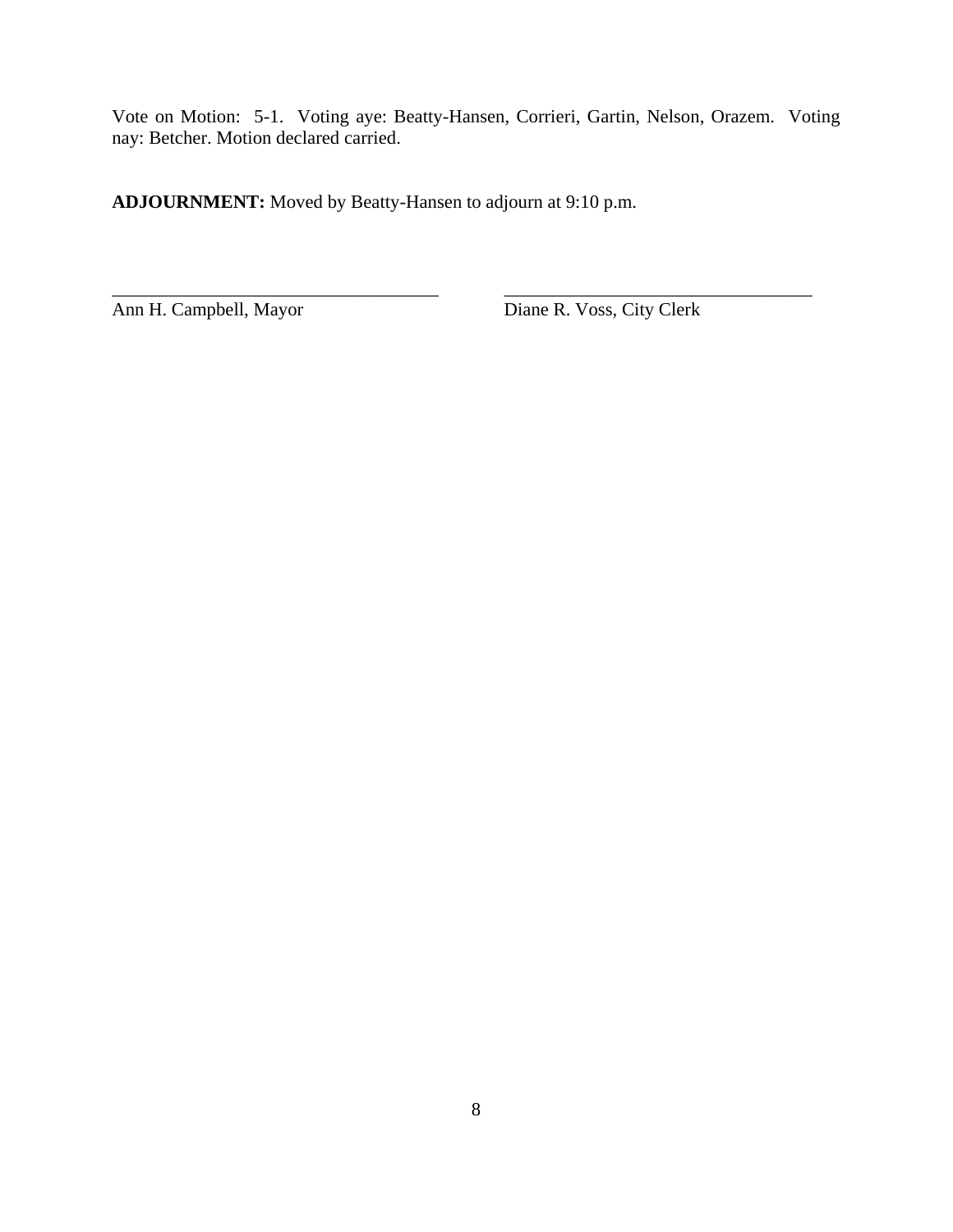Vote on Motion: 5-1. Voting aye: Beatty-Hansen, Corrieri, Gartin, Nelson, Orazem. Voting nay: Betcher. Motion declared carried.

**ADJOURNMENT:** Moved by Beatty-Hansen to adjourn at 9:10 p.m.

___________________________________ ___________________________________

Ann H. Campbell, Mayor Diane R. Voss, City Clerk